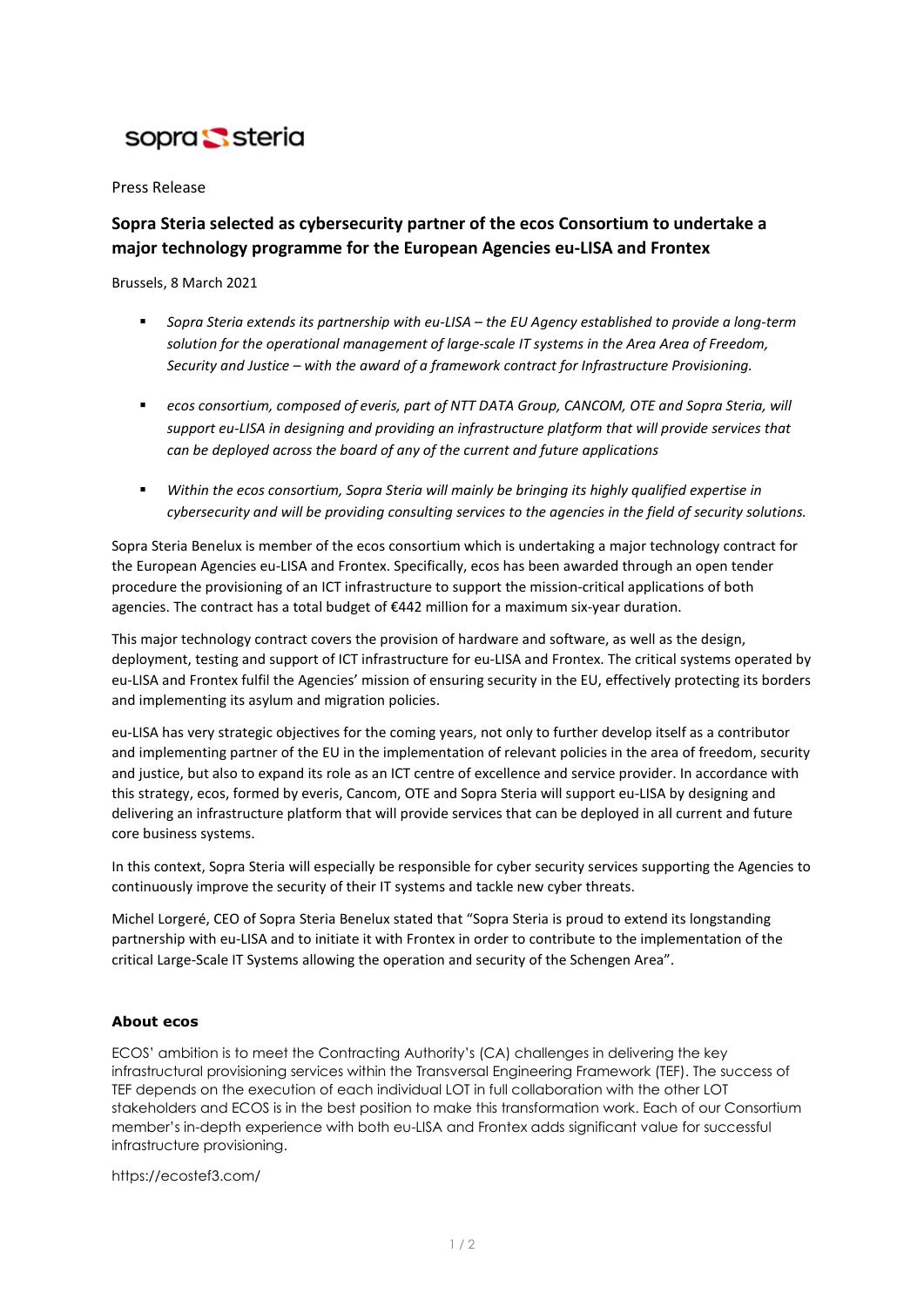sopra steria

Press Release

## Sopra Steria selected as cybersecurity partner of the ecos Consortium to undertake a major technology programme for the European Agencies eu-LISA and Frontex

Brussels, 8 March 2021

- *Sopra Steria extends its partnership with eu-LISA – the EU Agency established to provide a long-term solution for the operational management of large-scale IT systems in the Area Area of Freedom, Security and Justice – with the award of a framework contract for Infrastructure Provisioning.*
- *ecos consortium, composed of everis, part of NTT DATA Group, CANCOM, OTE and Sopra Steria, will support eu-LISA in designing and providing an infrastructure platform that will provide services that can be deployed across the board of any of the current and future applications*
- *Within the ecos consortium, Sopra Steria will mainly be bringing its highly qualified expertise in cybersecurity and will be providing consulting services to the agencies in the field of security solutions.*

Sopra Steria Benelux is member of the ecos consortium which is undertaking a major technology contract for the European Agencies eu-LISA and Frontex. Specifically, ecos has been awarded through an open tender procedure the provisioning of an ICT infrastructure to support the mission-critical applications of both agencies. The contract has a total budget of €442 million for a maximum six-year duration.

This major technology contract covers the provision of hardware and software, as well as the design, deployment, testing and support of ICT infrastructure for eu-LISA and Frontex. The critical systems operated by eu-LISA and Frontex fulfil the Agencies' mission of ensuring security in the EU, effectively protecting its borders and implementing its asylum and migration policies.

eu-LISA has very strategic objectives for the coming years, not only to further develop itself as a contributor and implementing partner of the EU in the implementation of relevant policies in the area of freedom, security and justice, but also to expand its role as an ICT centre of excellence and service provider. In accordance with this strategy, ecos, formed by everis, Cancom, OTE and Sopra Steria will support eu-LISA by designing and delivering an infrastructure platform that will provide services that can be deployed in all current and future core business systems.

In this context, Sopra Steria will especially be responsible for cyber security services supporting the Agencies to continuously improve the security of their IT systems and tackle new cyber threats.

Michel Lorgeré, CEO of Sopra Steria Benelux stated that "Sopra Steria is proud to extend its longstanding partnership with eu-LISA and to initiate it with Frontex in order to contribute to the implementation of the critical Large-Scale IT Systems allowing the operation and security of the Schengen Area".

### About ecos

ECOS' ambition is to meet the Contracting Authority's (CA) challenges in delivering the key infrastructural provisioning services within the Transversal Engineering Framework (TEF). The success of TEF depends on the execution of each individual LOT in full collaboration with the other LOT stakeholders and ECOS is in the best position to make this transformation work. Each of our Consortium member's in-depth experience with both eu-LISA and Frontex adds significant value for successful infrastructure provisioning.

https://ecostef3.com/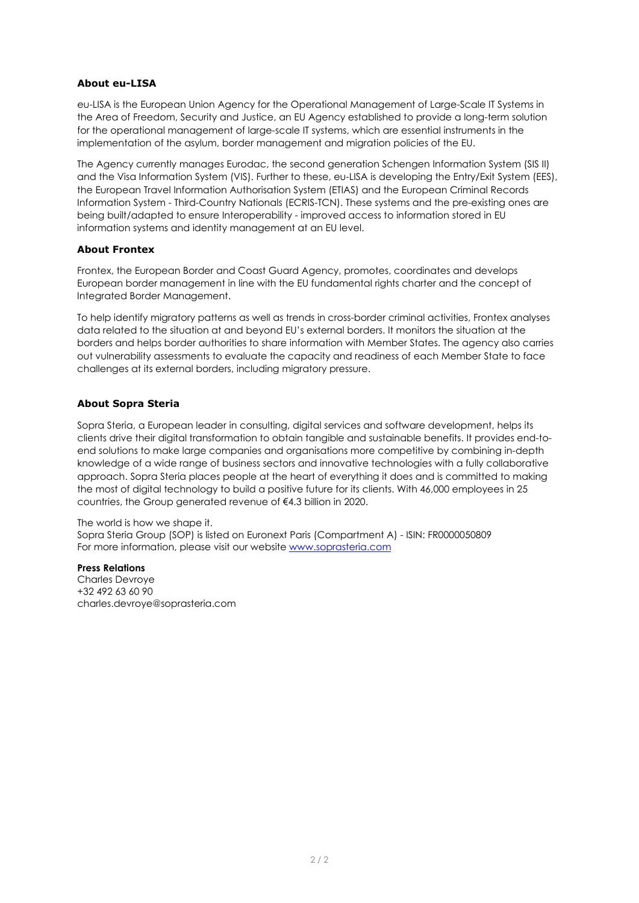**About eu-LISA**

eu-LISA is the European Union Agency for the Operational Management of Large-Scale IT Systems in the Area of Freedom, Security and Justice, an EU Agency established to provide a long-term solution for the operational management of large-scale IT systems, which are essential instruments in the implementation of the asylum, border management and migration policies of the EU.

The Agency currently manages Eurodac, the second generation Schengen Information System (SIS II) and the Visa Information System (VIS). Further to these, eu-LISA is developing the Entry/Exit System (EES), the European Travel Information Authorisation System (ETIAS) and the European Criminal Records Information System - Third-Country Nationals (ECRIS-TCN). These systems and the pre-existing ones are being built/adapted to ensure Interoperability - improved access to information stored in EU information systems and identity management at an EU level.

**About Frontex**

Frontex, the European Border and Coast Guard Agency, promotes, coordinates and develops European border management in line with the EU fundamental rights charter and the concept of Integrated Border Management.

To help identify migratory patterns as well as trends in cross-border criminal activities, Frontex analyses data related to the situation at and beyond EU's external borders. It monitors the situation at the borders and helps border authorities to share information with Member States. The agency also carries out vulnerability assessments to evaluate the capacity and readiness of each Member State to face challenges at its external borders, including migratory pressure.

**About Sopra Steria**

Sopra Steria, a European leader in consulting, digital services and software development, helps its clients drive their digital transformation to obtain tangible and sustainable benefits. It provides end-to-end solutions to make large companies and organisations more competitive by combining in-depth knowledge of a wide range of business sectors and innovative technologies with a fully collaborative approach. Sopra Steria places people at the heart of everything it does and is committed to making the most of digital technology to build a positive future for its clients. With 46,000 employees in 25 countries, the Group generated revenue of €4.3 billion in 2020.

The world is how we shape it.
Sopra Steria Group (SOP) is listed on Euronext Paris (Compartment A) - ISIN: FR0000050809
For more information, please visit our website www.soprasteria.com

**Press Relations**
Charles Devroye
+32 492 63 60 90
charles.devroye@soprasteria.com